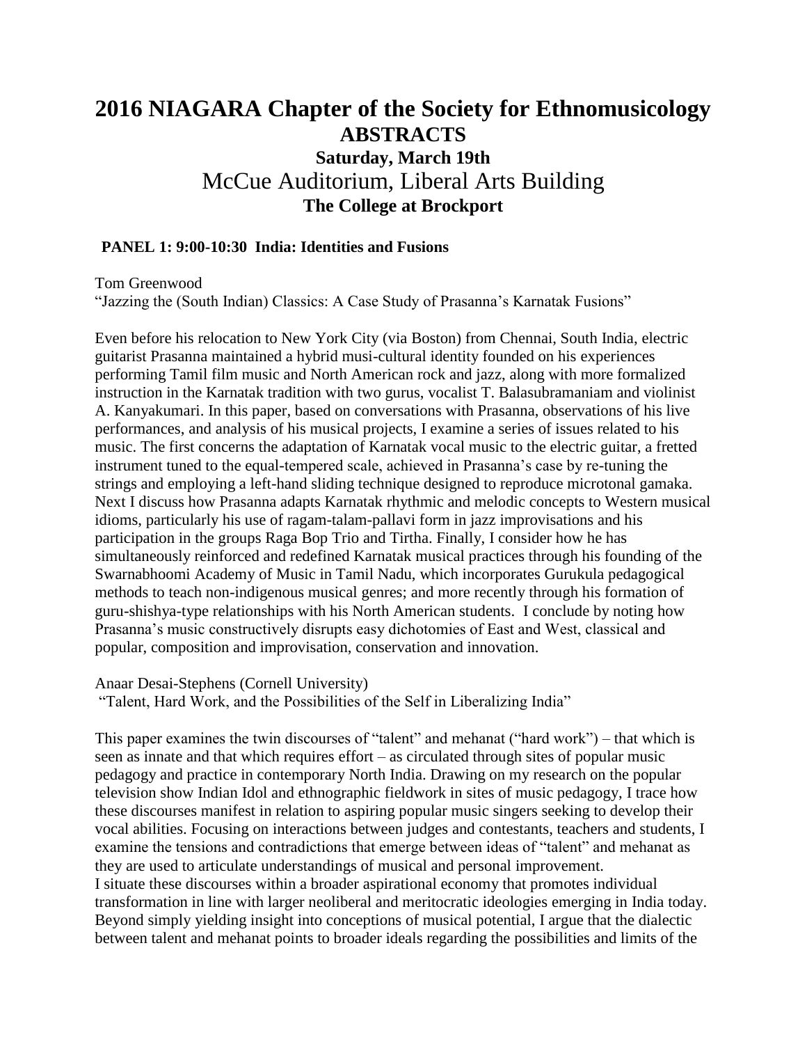# 2016 NIAGARA Chapter of the Society for Ethnomusicology
## ABSTRACTS
### Saturday, March 19th
### McCue Auditorium, Liberal Arts Building
### The College at Brockport

**PANEL 1: 9:00-10:30 India: Identities and Fusions**

Tom Greenwood
"Jazzing the (South Indian) Classics: A Case Study of Prasanna's Karnatak Fusions"

Even before his relocation to New York City (via Boston) from Chennai, South India, electric guitarist Prasanna maintained a hybrid musi-cultural identity founded on his experiences performing Tamil film music and North American rock and jazz, along with more formalized instruction in the Karnatak tradition with two gurus, vocalist T. Balasubramaniam and violinist A. Kanyakumari. In this paper, based on conversations with Prasanna, observations of his live performances, and analysis of his musical projects, I examine a series of issues related to his music. The first concerns the adaptation of Karnatak vocal music to the electric guitar, a fretted instrument tuned to the equal-tempered scale, achieved in Prasanna's case by re-tuning the strings and employing a left-hand sliding technique designed to reproduce microtonal gamaka. Next I discuss how Prasanna adapts Karnatak rhythmic and melodic concepts to Western musical idioms, particularly his use of ragam-talam-pallavi form in jazz improvisations and his participation in the groups Raga Bop Trio and Tirtha. Finally, I consider how he has simultaneously reinforced and redefined Karnatak musical practices through his founding of the Swarnabhoomi Academy of Music in Tamil Nadu, which incorporates Gurukula pedagogical methods to teach non-indigenous musical genres; and more recently through his formation of guru-shishya-type relationships with his North American students. I conclude by noting how Prasanna's music constructively disrupts easy dichotomies of East and West, classical and popular, composition and improvisation, conservation and innovation.

Anaar Desai-Stephens (Cornell University)
"Talent, Hard Work, and the Possibilities of the Self in Liberalizing India"

This paper examines the twin discourses of "talent" and mehanat ("hard work") – that which is seen as innate and that which requires effort – as circulated through sites of popular music pedagogy and practice in contemporary North India. Drawing on my research on the popular television show Indian Idol and ethnographic fieldwork in sites of music pedagogy, I trace how these discourses manifest in relation to aspiring popular music singers seeking to develop their vocal abilities. Focusing on interactions between judges and contestants, teachers and students, I examine the tensions and contradictions that emerge between ideas of "talent" and mehanat as they are used to articulate understandings of musical and personal improvement.
I situate these discourses within a broader aspirational economy that promotes individual transformation in line with larger neoliberal and meritocratic ideologies emerging in India today. Beyond simply yielding insight into conceptions of musical potential, I argue that the dialectic between talent and mehanat points to broader ideals regarding the possibilities and limits of the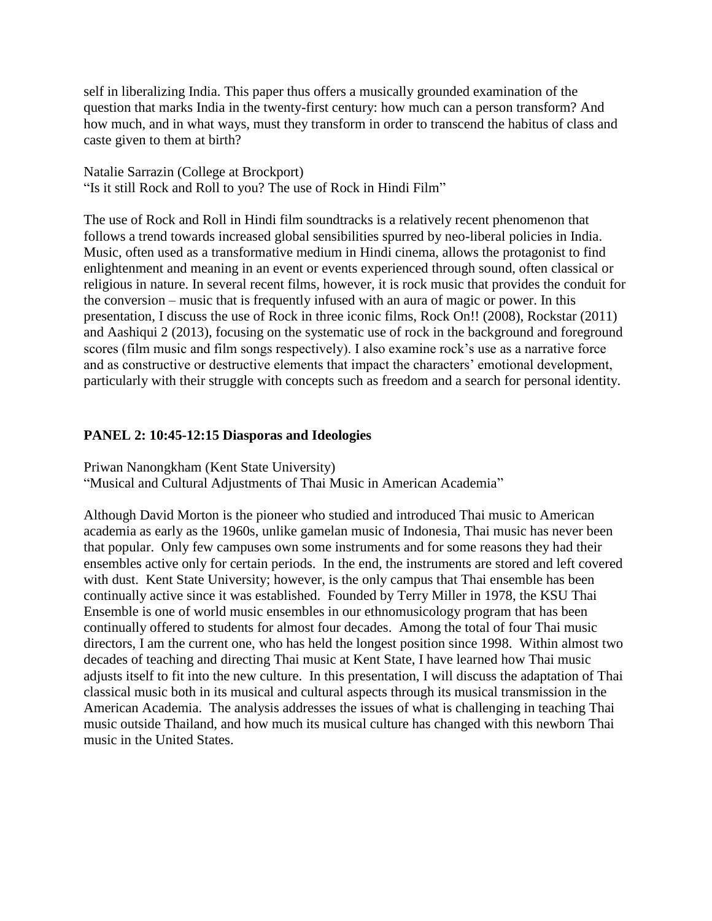self in liberalizing India. This paper thus offers a musically grounded examination of the question that marks India in the twenty-first century: how much can a person transform? And how much, and in what ways, must they transform in order to transcend the habitus of class and caste given to them at birth?

Natalie Sarrazin (College at Brockport)
"Is it still Rock and Roll to you? The use of Rock in Hindi Film"

The use of Rock and Roll in Hindi film soundtracks is a relatively recent phenomenon that follows a trend towards increased global sensibilities spurred by neo-liberal policies in India. Music, often used as a transformative medium in Hindi cinema, allows the protagonist to find enlightenment and meaning in an event or events experienced through sound, often classical or religious in nature. In several recent films, however, it is rock music that provides the conduit for the conversion – music that is frequently infused with an aura of magic or power. In this presentation, I discuss the use of Rock in three iconic films, Rock On!! (2008), Rockstar (2011) and Aashiqui 2 (2013), focusing on the systematic use of rock in the background and foreground scores (film music and film songs respectively). I also examine rock's use as a narrative force and as constructive or destructive elements that impact the characters' emotional development, particularly with their struggle with concepts such as freedom and a search for personal identity.

**PANEL 2: 10:45-12:15 Diasporas and Ideologies**

Priwan Nanongkham (Kent State University)
"Musical and Cultural Adjustments of Thai Music in American Academia"

Although David Morton is the pioneer who studied and introduced Thai music to American academia as early as the 1960s, unlike gamelan music of Indonesia, Thai music has never been that popular. Only few campuses own some instruments and for some reasons they had their ensembles active only for certain periods. In the end, the instruments are stored and left covered with dust. Kent State University; however, is the only campus that Thai ensemble has been continually active since it was established. Founded by Terry Miller in 1978, the KSU Thai Ensemble is one of world music ensembles in our ethnomusicology program that has been continually offered to students for almost four decades. Among the total of four Thai music directors, I am the current one, who has held the longest position since 1998. Within almost two decades of teaching and directing Thai music at Kent State, I have learned how Thai music adjusts itself to fit into the new culture. In this presentation, I will discuss the adaptation of Thai classical music both in its musical and cultural aspects through its musical transmission in the American Academia. The analysis addresses the issues of what is challenging in teaching Thai music outside Thailand, and how much its musical culture has changed with this newborn Thai music in the United States.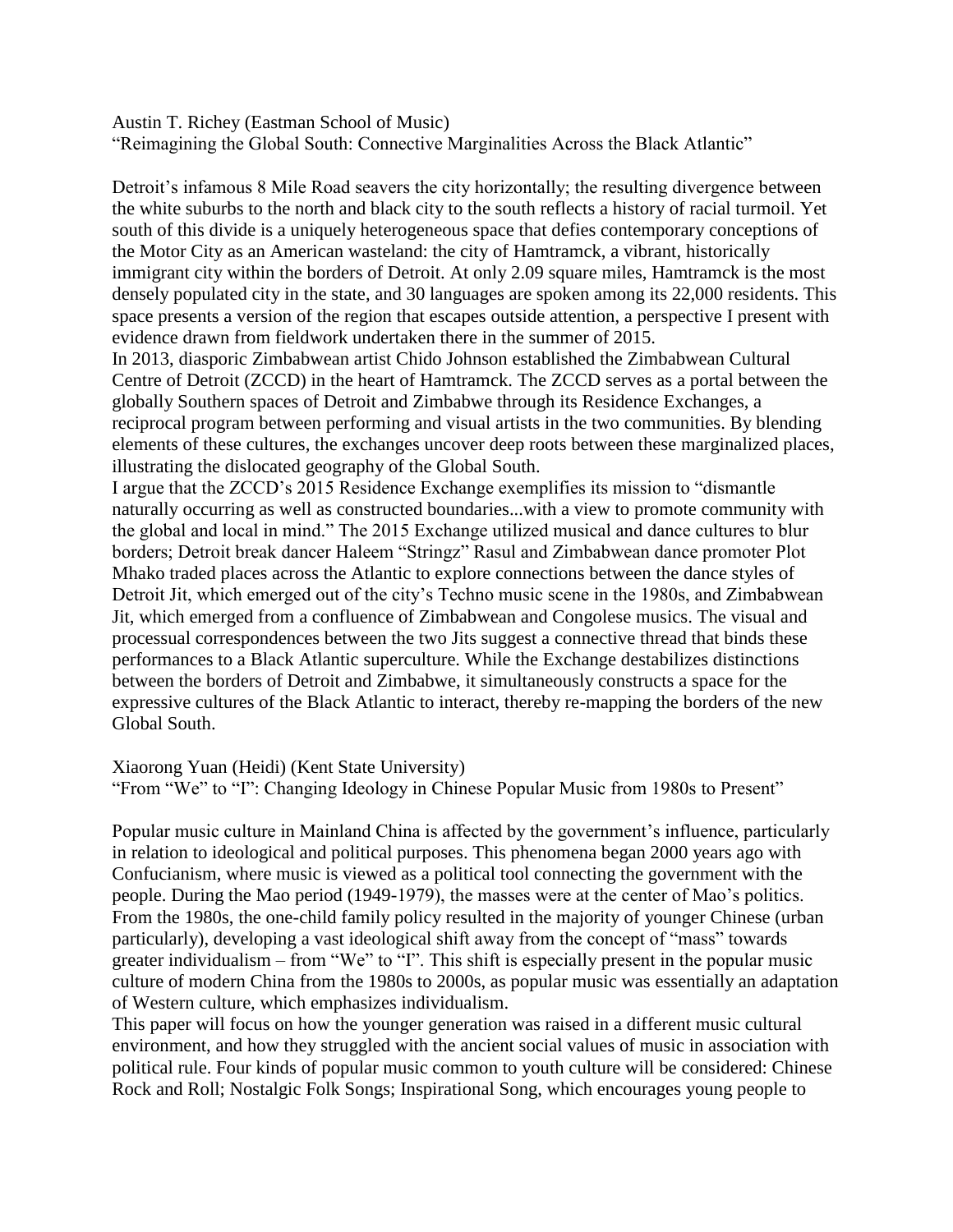Austin T. Richey (Eastman School of Music)
"Reimagining the Global South: Connective Marginalities Across the Black Atlantic"

Detroit's infamous 8 Mile Road seavers the city horizontally; the resulting divergence between the white suburbs to the north and black city to the south reflects a history of racial turmoil. Yet south of this divide is a uniquely heterogeneous space that defies contemporary conceptions of the Motor City as an American wasteland: the city of Hamtramck, a vibrant, historically immigrant city within the borders of Detroit. At only 2.09 square miles, Hamtramck is the most densely populated city in the state, and 30 languages are spoken among its 22,000 residents. This space presents a version of the region that escapes outside attention, a perspective I present with evidence drawn from fieldwork undertaken there in the summer of 2015.

In 2013, diasporic Zimbabwean artist Chido Johnson established the Zimbabwean Cultural Centre of Detroit (ZCCD) in the heart of Hamtramck. The ZCCD serves as a portal between the globally Southern spaces of Detroit and Zimbabwe through its Residence Exchanges, a reciprocal program between performing and visual artists in the two communities. By blending elements of these cultures, the exchanges uncover deep roots between these marginalized places, illustrating the dislocated geography of the Global South.

I argue that the ZCCD's 2015 Residence Exchange exemplifies its mission to "dismantle naturally occurring as well as constructed boundaries...with a view to promote community with the global and local in mind." The 2015 Exchange utilized musical and dance cultures to blur borders; Detroit break dancer Haleem "Stringz" Rasul and Zimbabwean dance promoter Plot Mhako traded places across the Atlantic to explore connections between the dance styles of Detroit Jit, which emerged out of the city's Techno music scene in the 1980s, and Zimbabwean Jit, which emerged from a confluence of Zimbabwean and Congolese musics. The visual and processual correspondences between the two Jits suggest a connective thread that binds these performances to a Black Atlantic superculture. While the Exchange destabilizes distinctions between the borders of Detroit and Zimbabwe, it simultaneously constructs a space for the expressive cultures of the Black Atlantic to interact, thereby re-mapping the borders of the new Global South.

Xiaorong Yuan (Heidi) (Kent State University)
"From "We" to "I": Changing Ideology in Chinese Popular Music from 1980s to Present"

Popular music culture in Mainland China is affected by the government's influence, particularly in relation to ideological and political purposes. This phenomena began 2000 years ago with Confucianism, where music is viewed as a political tool connecting the government with the people. During the Mao period (1949-1979), the masses were at the center of Mao's politics. From the 1980s, the one-child family policy resulted in the majority of younger Chinese (urban particularly), developing a vast ideological shift away from the concept of "mass" towards greater individualism – from "We" to "I". This shift is especially present in the popular music culture of modern China from the 1980s to 2000s, as popular music was essentially an adaptation of Western culture, which emphasizes individualism.

This paper will focus on how the younger generation was raised in a different music cultural environment, and how they struggled with the ancient social values of music in association with political rule. Four kinds of popular music common to youth culture will be considered: Chinese Rock and Roll; Nostalgic Folk Songs; Inspirational Song, which encourages young people to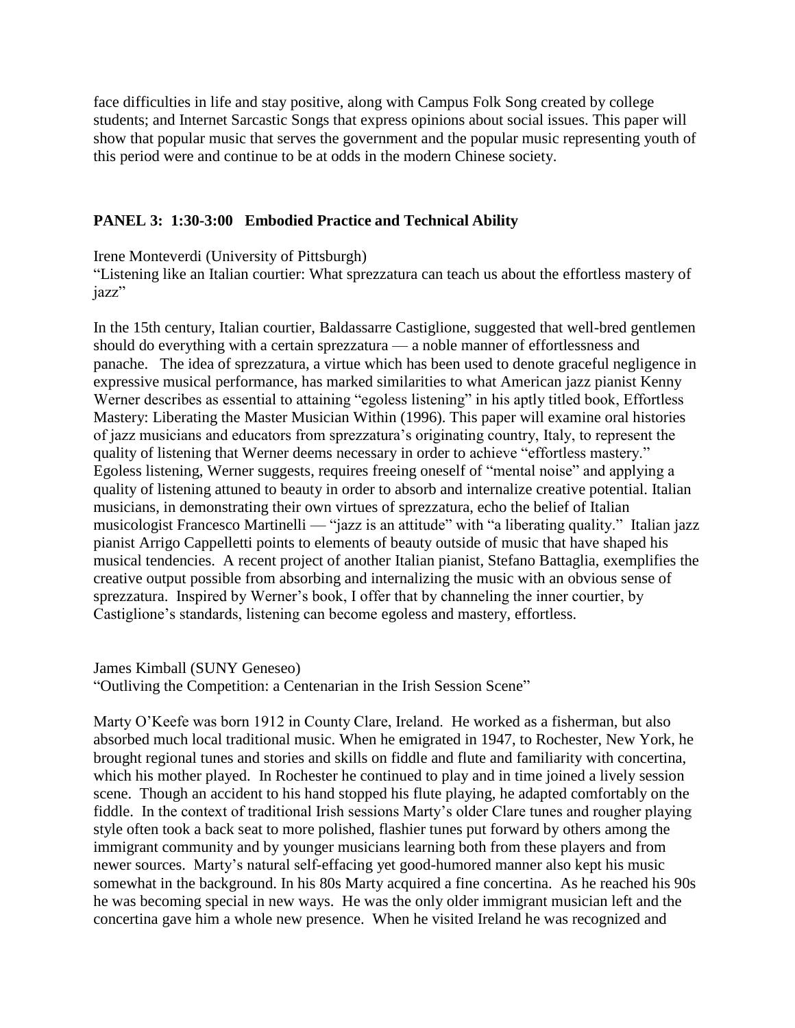face difficulties in life and stay positive, along with Campus Folk Song created by college students; and Internet Sarcastic Songs that express opinions about social issues. This paper will show that popular music that serves the government and the popular music representing youth of this period were and continue to be at odds in the modern Chinese society.

## PANEL 3: 1:30-3:00 Embodied Practice and Technical Ability

Irene Monteverdi (University of Pittsburgh)
"Listening like an Italian courtier: What sprezzatura can teach us about the effortless mastery of jazz"

In the 15th century, Italian courtier, Baldassarre Castiglione, suggested that well-bred gentlemen should do everything with a certain sprezzatura — a noble manner of effortlessness and panache. The idea of sprezzatura, a virtue which has been used to denote graceful negligence in expressive musical performance, has marked similarities to what American jazz pianist Kenny Werner describes as essential to attaining "egoless listening" in his aptly titled book, Effortless Mastery: Liberating the Master Musician Within (1996). This paper will examine oral histories of jazz musicians and educators from sprezzatura's originating country, Italy, to represent the quality of listening that Werner deems necessary in order to achieve "effortless mastery." Egoless listening, Werner suggests, requires freeing oneself of "mental noise" and applying a quality of listening attuned to beauty in order to absorb and internalize creative potential. Italian musicians, in demonstrating their own virtues of sprezzatura, echo the belief of Italian musicologist Francesco Martinelli — "jazz is an attitude" with "a liberating quality." Italian jazz pianist Arrigo Cappelletti points to elements of beauty outside of music that have shaped his musical tendencies. A recent project of another Italian pianist, Stefano Battaglia, exemplifies the creative output possible from absorbing and internalizing the music with an obvious sense of sprezzatura. Inspired by Werner's book, I offer that by channeling the inner courtier, by Castiglione's standards, listening can become egoless and mastery, effortless.

James Kimball (SUNY Geneseo)
"Outliving the Competition: a Centenarian in the Irish Session Scene"

Marty O'Keefe was born 1912 in County Clare, Ireland. He worked as a fisherman, but also absorbed much local traditional music. When he emigrated in 1947, to Rochester, New York, he brought regional tunes and stories and skills on fiddle and flute and familiarity with concertina, which his mother played. In Rochester he continued to play and in time joined a lively session scene. Though an accident to his hand stopped his flute playing, he adapted comfortably on the fiddle. In the context of traditional Irish sessions Marty's older Clare tunes and rougher playing style often took a back seat to more polished, flashier tunes put forward by others among the immigrant community and by younger musicians learning both from these players and from newer sources. Marty's natural self-effacing yet good-humored manner also kept his music somewhat in the background. In his 80s Marty acquired a fine concertina. As he reached his 90s he was becoming special in new ways. He was the only older immigrant musician left and the concertina gave him a whole new presence. When he visited Ireland he was recognized and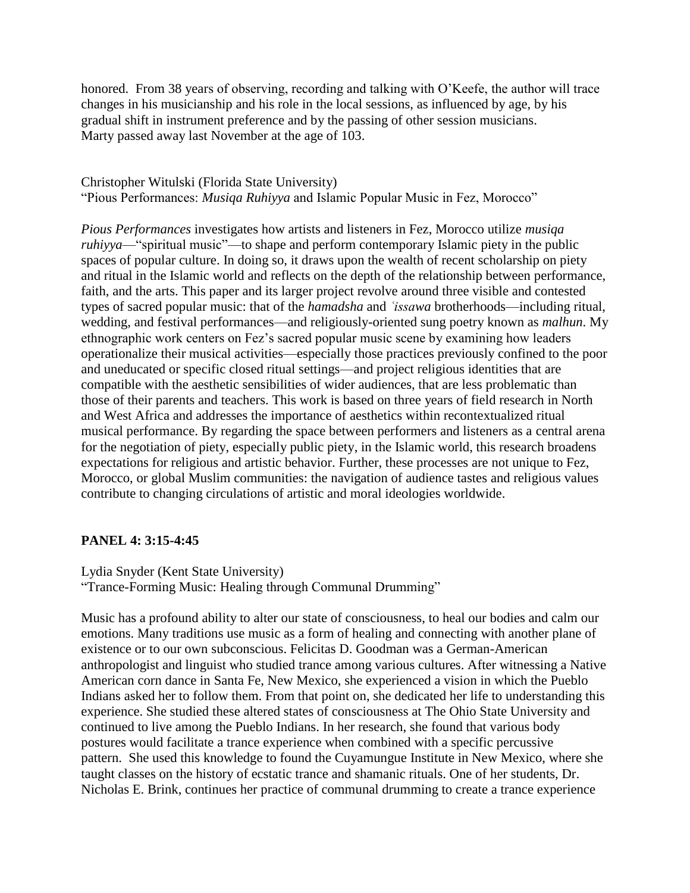honored. From 38 years of observing, recording and talking with O'Keefe, the author will trace changes in his musicianship and his role in the local sessions, as influenced by age, by his gradual shift in instrument preference and by the passing of other session musicians. Marty passed away last November at the age of 103.

Christopher Witulski (Florida State University)
"Pious Performances: *Musiqa Ruhiyya* and Islamic Popular Music in Fez, Morocco"

*Pious Performances* investigates how artists and listeners in Fez, Morocco utilize *musiqa ruhiyya*—"spiritual music"—to shape and perform contemporary Islamic piety in the public spaces of popular culture. In doing so, it draws upon the wealth of recent scholarship on piety and ritual in the Islamic world and reflects on the depth of the relationship between performance, faith, and the arts. This paper and its larger project revolve around three visible and contested types of sacred popular music: that of the *hamadsha* and *ʿissawa* brotherhoods—including ritual, wedding, and festival performances—and religiously-oriented sung poetry known as *malhun*. My ethnographic work centers on Fez's sacred popular music scene by examining how leaders operationalize their musical activities—especially those practices previously confined to the poor and uneducated or specific closed ritual settings—and project religious identities that are compatible with the aesthetic sensibilities of wider audiences, that are less problematic than those of their parents and teachers. This work is based on three years of field research in North and West Africa and addresses the importance of aesthetics within recontextualized ritual musical performance. By regarding the space between performers and listeners as a central arena for the negotiation of piety, especially public piety, in the Islamic world, this research broadens expectations for religious and artistic behavior. Further, these processes are not unique to Fez, Morocco, or global Muslim communities: the navigation of audience tastes and religious values contribute to changing circulations of artistic and moral ideologies worldwide.

**PANEL 4: 3:15-4:45**

Lydia Snyder (Kent State University)
"Trance-Forming Music: Healing through Communal Drumming"

Music has a profound ability to alter our state of consciousness, to heal our bodies and calm our emotions. Many traditions use music as a form of healing and connecting with another plane of existence or to our own subconscious. Felicitas D. Goodman was a German-American anthropologist and linguist who studied trance among various cultures. After witnessing a Native American corn dance in Santa Fe, New Mexico, she experienced a vision in which the Pueblo Indians asked her to follow them. From that point on, she dedicated her life to understanding this experience. She studied these altered states of consciousness at The Ohio State University and continued to live among the Pueblo Indians. In her research, she found that various body postures would facilitate a trance experience when combined with a specific percussive pattern. She used this knowledge to found the Cuyamungue Institute in New Mexico, where she taught classes on the history of ecstatic trance and shamanic rituals. One of her students, Dr. Nicholas E. Brink, continues her practice of communal drumming to create a trance experience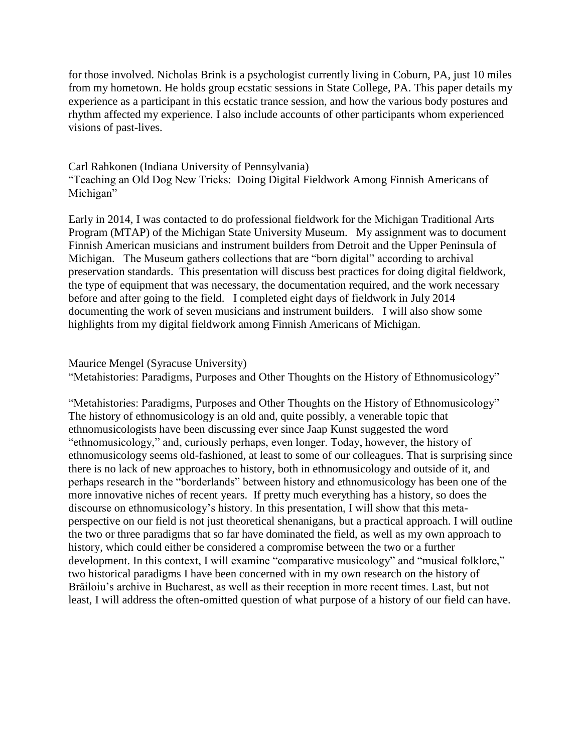for those involved. Nicholas Brink is a psychologist currently living in Coburn, PA, just 10 miles from my hometown. He holds group ecstatic sessions in State College, PA. This paper details my experience as a participant in this ecstatic trance session, and how the various body postures and rhythm affected my experience. I also include accounts of other participants whom experienced visions of past-lives.

Carl Rahkonen (Indiana University of Pennsylvania)
"Teaching an Old Dog New Tricks: Doing Digital Fieldwork Among Finnish Americans of Michigan"

Early in 2014, I was contacted to do professional fieldwork for the Michigan Traditional Arts Program (MTAP) of the Michigan State University Museum. My assignment was to document Finnish American musicians and instrument builders from Detroit and the Upper Peninsula of Michigan. The Museum gathers collections that are "born digital" according to archival preservation standards. This presentation will discuss best practices for doing digital fieldwork, the type of equipment that was necessary, the documentation required, and the work necessary before and after going to the field. I completed eight days of fieldwork in July 2014 documenting the work of seven musicians and instrument builders. I will also show some highlights from my digital fieldwork among Finnish Americans of Michigan.

Maurice Mengel (Syracuse University)
"Metahistories: Paradigms, Purposes and Other Thoughts on the History of Ethnomusicology"

"Metahistories: Paradigms, Purposes and Other Thoughts on the History of Ethnomusicology" The history of ethnomusicology is an old and, quite possibly, a venerable topic that ethnomusicologists have been discussing ever since Jaap Kunst suggested the word "ethnomusicology," and, curiously perhaps, even longer. Today, however, the history of ethnomusicology seems old-fashioned, at least to some of our colleagues. That is surprising since there is no lack of new approaches to history, both in ethnomusicology and outside of it, and perhaps research in the "borderlands" between history and ethnomusicology has been one of the more innovative niches of recent years. If pretty much everything has a history, so does the discourse on ethnomusicology's history. In this presentation, I will show that this meta-perspective on our field is not just theoretical shenanigans, but a practical approach. I will outline the two or three paradigms that so far have dominated the field, as well as my own approach to history, which could either be considered a compromise between the two or a further development. In this context, I will examine "comparative musicology" and "musical folklore," two historical paradigms I have been concerned with in my own research on the history of Brăiloiu's archive in Bucharest, as well as their reception in more recent times. Last, but not least, I will address the often-omitted question of what purpose of a history of our field can have.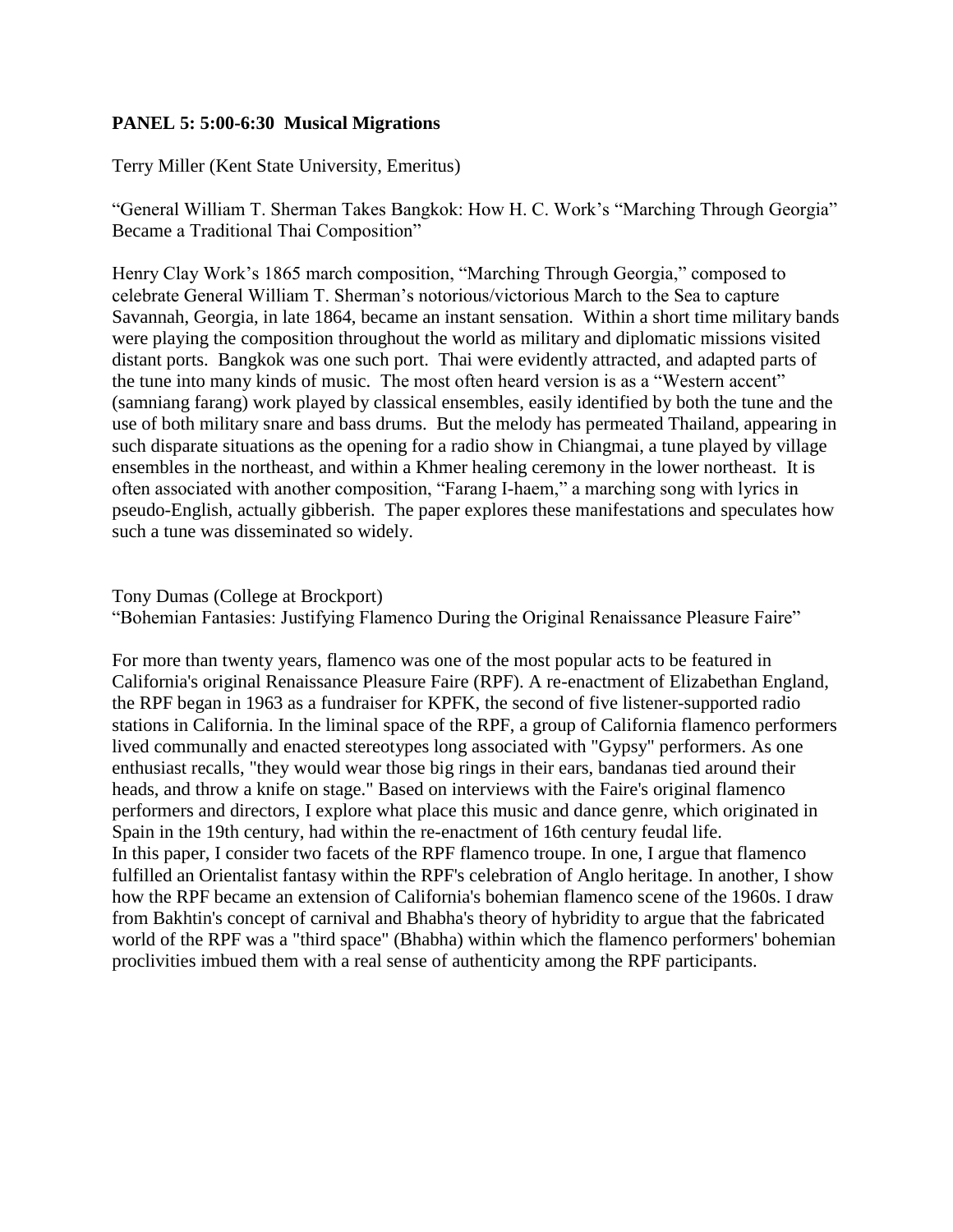**PANEL 5: 5:00-6:30 Musical Migrations**

Terry Miller (Kent State University, Emeritus)

"General William T. Sherman Takes Bangkok: How H. C. Work's "Marching Through Georgia" Became a Traditional Thai Composition"

Henry Clay Work's 1865 march composition, "Marching Through Georgia," composed to celebrate General William T. Sherman's notorious/victorious March to the Sea to capture Savannah, Georgia, in late 1864, became an instant sensation. Within a short time military bands were playing the composition throughout the world as military and diplomatic missions visited distant ports. Bangkok was one such port. Thai were evidently attracted, and adapted parts of the tune into many kinds of music. The most often heard version is as a "Western accent" (samniang farang) work played by classical ensembles, easily identified by both the tune and the use of both military snare and bass drums. But the melody has permeated Thailand, appearing in such disparate situations as the opening for a radio show in Chiangmai, a tune played by village ensembles in the northeast, and within a Khmer healing ceremony in the lower northeast. It is often associated with another composition, "Farang I-haem," a marching song with lyrics in pseudo-English, actually gibberish. The paper explores these manifestations and speculates how such a tune was disseminated so widely.

Tony Dumas (College at Brockport)
"Bohemian Fantasies: Justifying Flamenco During the Original Renaissance Pleasure Faire"

For more than twenty years, flamenco was one of the most popular acts to be featured in California's original Renaissance Pleasure Faire (RPF). A re-enactment of Elizabethan England, the RPF began in 1963 as a fundraiser for KPFK, the second of five listener-supported radio stations in California. In the liminal space of the RPF, a group of California flamenco performers lived communally and enacted stereotypes long associated with "Gypsy" performers. As one enthusiast recalls, "they would wear those big rings in their ears, bandanas tied around their heads, and throw a knife on stage." Based on interviews with the Faire's original flamenco performers and directors, I explore what place this music and dance genre, which originated in Spain in the 19th century, had within the re-enactment of 16th century feudal life.
In this paper, I consider two facets of the RPF flamenco troupe. In one, I argue that flamenco fulfilled an Orientalist fantasy within the RPF's celebration of Anglo heritage. In another, I show how the RPF became an extension of California's bohemian flamenco scene of the 1960s. I draw from Bakhtin's concept of carnival and Bhabha's theory of hybridity to argue that the fabricated world of the RPF was a "third space" (Bhabha) within which the flamenco performers' bohemian proclivities imbued them with a real sense of authenticity among the RPF participants.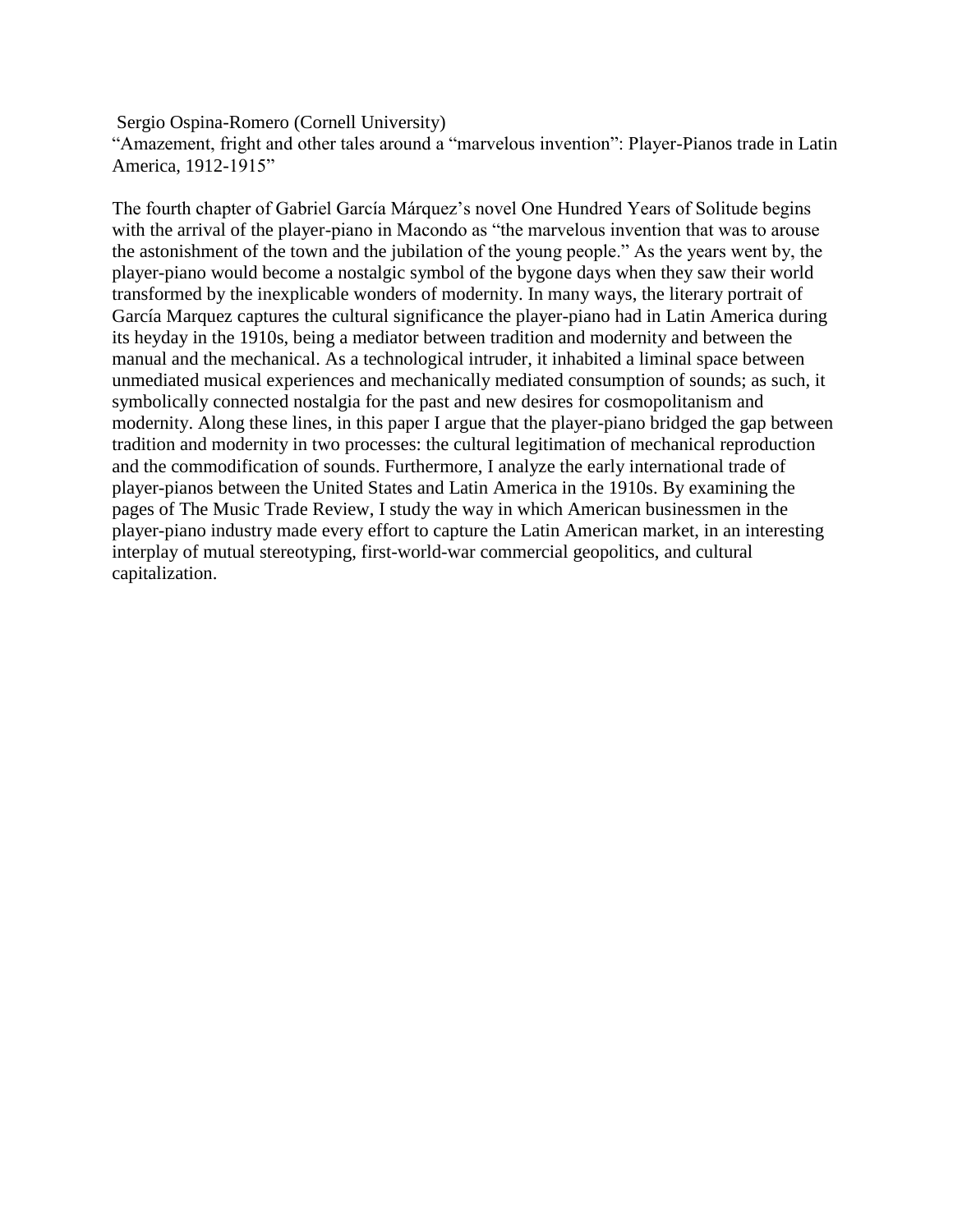Sergio Ospina-Romero (Cornell University)

"Amazement, fright and other tales around a "marvelous invention": Player-Pianos trade in Latin America, 1912-1915"

The fourth chapter of Gabriel García Márquez's novel One Hundred Years of Solitude begins with the arrival of the player-piano in Macondo as "the marvelous invention that was to arouse the astonishment of the town and the jubilation of the young people." As the years went by, the player-piano would become a nostalgic symbol of the bygone days when they saw their world transformed by the inexplicable wonders of modernity. In many ways, the literary portrait of García Marquez captures the cultural significance the player-piano had in Latin America during its heyday in the 1910s, being a mediator between tradition and modernity and between the manual and the mechanical. As a technological intruder, it inhabited a liminal space between unmediated musical experiences and mechanically mediated consumption of sounds; as such, it symbolically connected nostalgia for the past and new desires for cosmopolitanism and modernity. Along these lines, in this paper I argue that the player-piano bridged the gap between tradition and modernity in two processes: the cultural legitimation of mechanical reproduction and the commodification of sounds. Furthermore, I analyze the early international trade of player-pianos between the United States and Latin America in the 1910s. By examining the pages of The Music Trade Review, I study the way in which American businessmen in the player-piano industry made every effort to capture the Latin American market, in an interesting interplay of mutual stereotyping, first-world-war commercial geopolitics, and cultural capitalization.